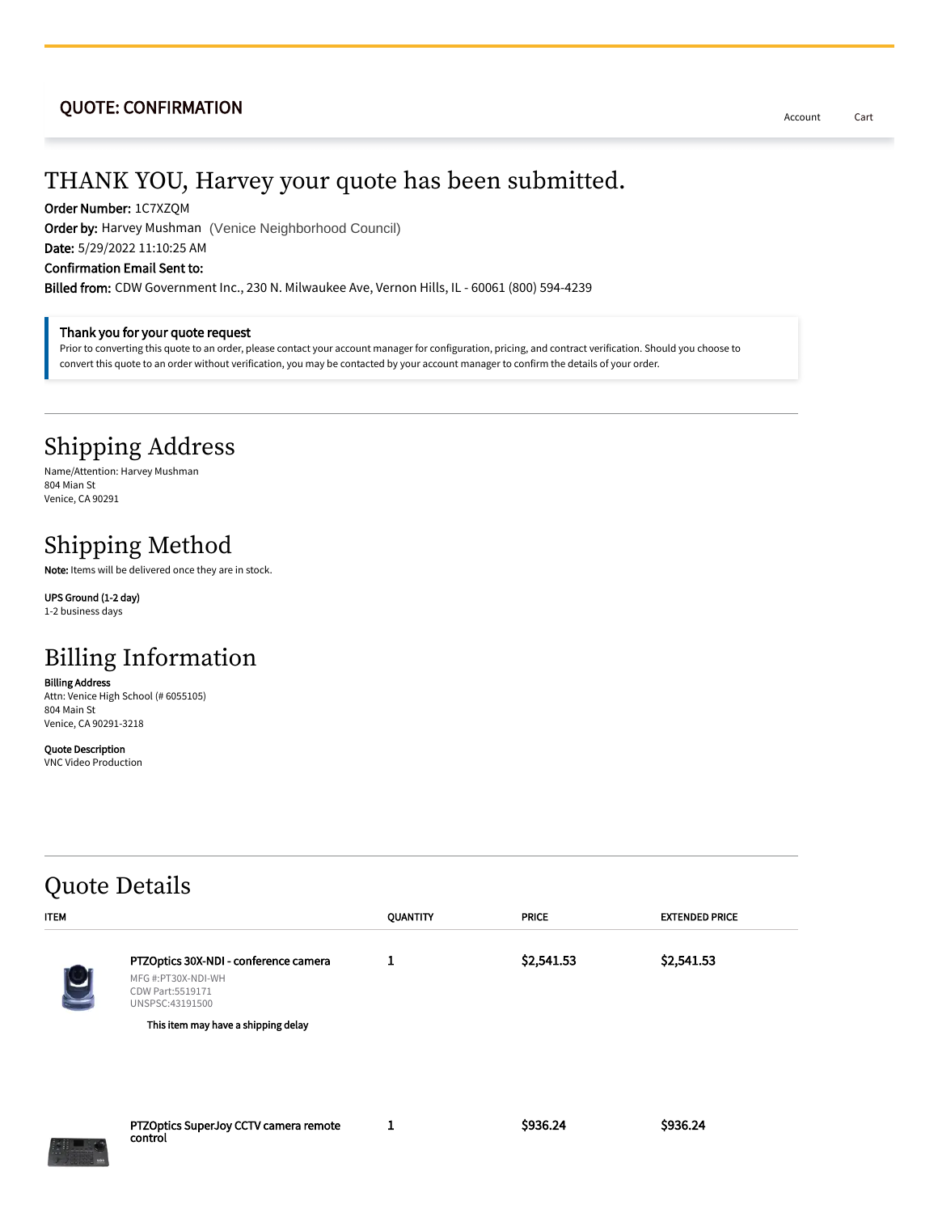QUOTE: CONFIRMATION

Account Cart

# THANK YOU, Harvey your quote has been submitted.

**Order Number:** 1C7XZQM
**Order by:** Harvey Mushman (Venice Neighborhood Council)
**Date:** 5/29/2022 11:10:25 AM
**Confirmation Email Sent to:**
**Billed from:** CDW Government Inc., 230 N. Milwaukee Ave, Vernon Hills, IL - 60061 (800) 594-4239

**Thank you for your quote request**
Prior to converting this quote to an order, please contact your account manager for configuration, pricing, and contract verification. Should you choose to convert this quote to an order without verification, you may be contacted by your account manager to confirm the details of your order.

## Shipping Address

Name/Attention: Harvey Mushman
804 Mian St
Venice, CA 90291

## Shipping Method

**Note:** Items will be delivered once they are in stock.

**UPS Ground (1-2 day)**
1-2 business days

## Billing Information

**Billing Address**
Attn: Venice High School (# 6055105)
804 Main St
Venice, CA 90291-3218

**Quote Description**
VNC Video Production

## Quote Details

| ITEM | QUANTITY | PRICE | EXTENDED PRICE |
|---|---|---|---|
| **PTZOptics 30X-NDI - conference camera**<br>MFG #:PT30X-NDI-WH<br>CDW Part:5519171<br>UNSPSC:43191500<br>This item may have a shipping delay | 1 | $2,541.53 | $2,541.53 |
| **PTZOptics SuperJoy CCTV camera remote control** | 1 | $936.24 | $936.24 |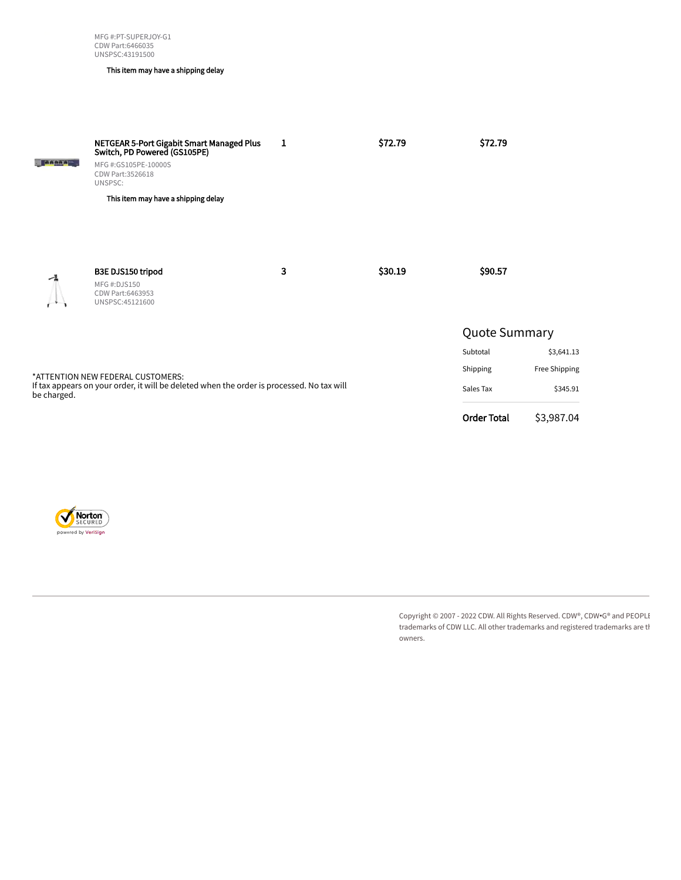MFG #:PT-SUPERJOY-G1
CDW Part:6466035
UNSPSC:43191500

This item may have a shipping delay

| | | | |
|---|---|---|---|
| **NETGEAR 5-Port Gigabit Smart Managed Plus Switch, PD Powered (GS105PE)**<br>MFG #:GS105PE-10000S<br>CDW Part:3526618<br>UNSPSC:<br>This item may have a shipping delay | 1 | $72.79 | $72.79 |
| **B3E DJS150 tripod**<br>MFG #:DJS150<br>CDW Part:6463953<br>UNSPSC:45121600 | 3 | $30.19 | $90.57 |

## Quote Summary

| | |
|---|---|
| Subtotal | $3,641.13 |
| Shipping | Free Shipping |
| Sales Tax | $345.91 |
| **Order Total** | $3,987.04 |

*ATTENTION NEW FEDERAL CUSTOMERS:
If tax appears on your order, it will be deleted when the order is processed. No tax will be charged.

Norton SECURED powered by VeriSign

Copyright © 2007 - 2022 CDW. All Rights Reserved. CDW®, CDW•G® and PEOPLE trademarks of CDW LLC. All other trademarks and registered trademarks are th owners.